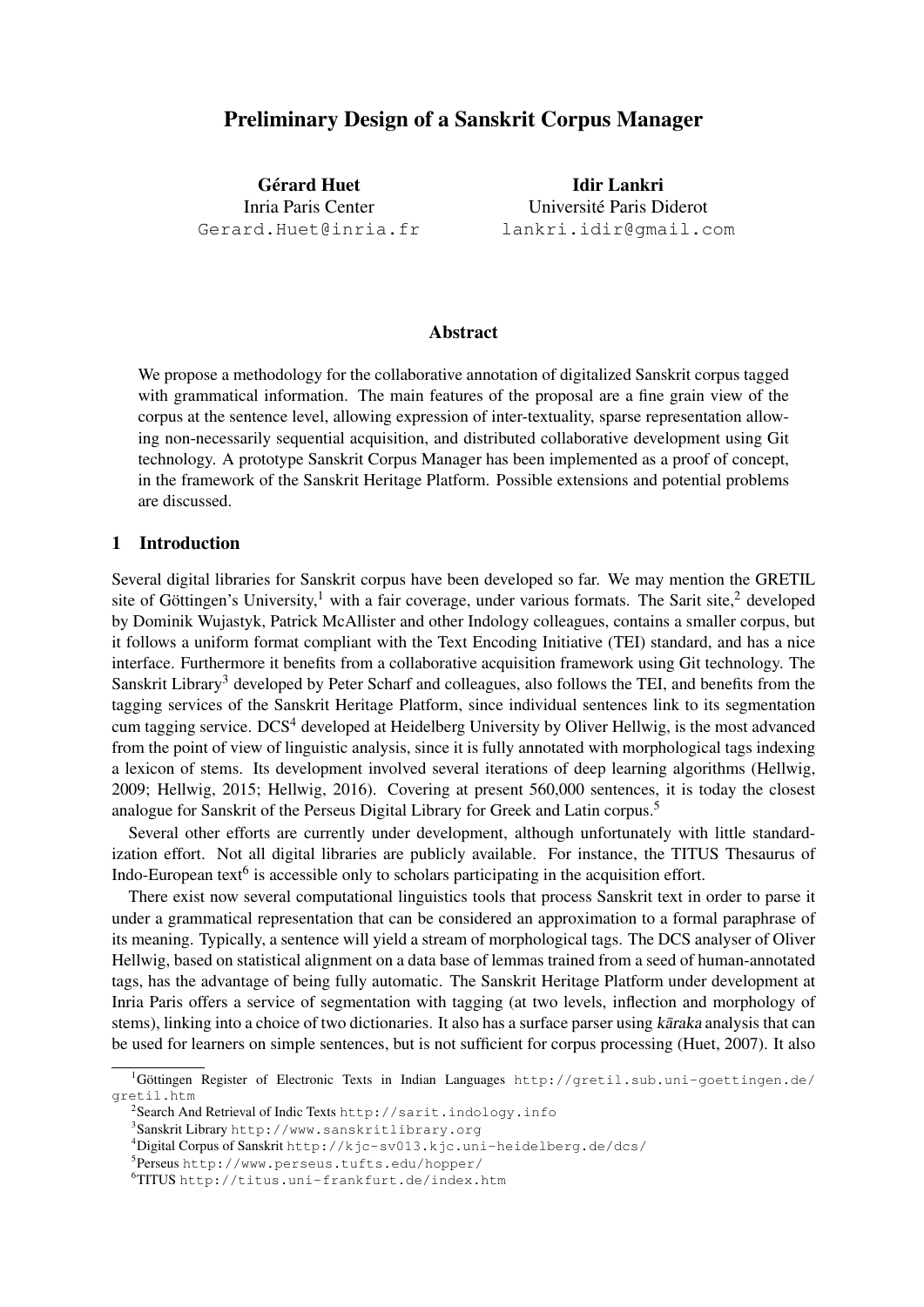# Preliminary Design of a Sanskrit Corpus Manager

**Gérard Huet**
Inria Paris Center
Gerard.Huet@inria.fr

**Idir Lankri**
Université Paris Diderot
lankri.idir@gmail.com

## Abstract

We propose a methodology for the collaborative annotation of digitalized Sanskrit corpus tagged with grammatical information. The main features of the proposal are a fine grain view of the corpus at the sentence level, allowing expression of inter-textuality, sparse representation allowing non-necessarily sequential acquisition, and distributed collaborative development using Git technology. A prototype Sanskrit Corpus Manager has been implemented as a proof of concept, in the framework of the Sanskrit Heritage Platform. Possible extensions and potential problems are discussed.

## 1 Introduction

Several digital libraries for Sanskrit corpus have been developed so far. We may mention the GRETIL site of Göttingen's University,[1] with a fair coverage, under various formats. The Sarit site,[2] developed by Dominik Wujastyk, Patrick McAllister and other Indology colleagues, contains a smaller corpus, but it follows a uniform format compliant with the Text Encoding Initiative (TEI) standard, and has a nice interface. Furthermore it benefits from a collaborative acquisition framework using Git technology. The Sanskrit Library[3] developed by Peter Scharf and colleagues, also follows the TEI, and benefits from the tagging services of the Sanskrit Heritage Platform, since individual sentences link to its segmentation cum tagging service. DCS[4] developed at Heidelberg University by Oliver Hellwig, is the most advanced from the point of view of linguistic analysis, since it is fully annotated with morphological tags indexing a lexicon of stems. Its development involved several iterations of deep learning algorithms (Hellwig, 2009; Hellwig, 2015; Hellwig, 2016). Covering at present 560,000 sentences, it is today the closest analogue for Sanskrit of the Perseus Digital Library for Greek and Latin corpus.[5]

Several other efforts are currently under development, although unfortunately with little standardization effort. Not all digital libraries are publicly available. For instance, the TITUS Thesaurus of Indo-European text[6] is accessible only to scholars participating in the acquisition effort.

There exist now several computational linguistics tools that process Sanskrit text in order to parse it under a grammatical representation that can be considered an approximation to a formal paraphrase of its meaning. Typically, a sentence will yield a stream of morphological tags. The DCS analyser of Oliver Hellwig, based on statistical alignment on a data base of lemmas trained from a seed of human-annotated tags, has the advantage of being fully automatic. The Sanskrit Heritage Platform under development at Inria Paris offers a service of segmentation with tagging (at two levels, inflection and morphology of stems), linking into a choice of two dictionaries. It also has a surface parser using *kāraka* analysis that can be used for learners on simple sentences, but is not sufficient for corpus processing (Huet, 2007). It also

---

[1] Göttingen Register of Electronic Texts in Indian Languages http://gretil.sub.uni-goettingen.de/gretil.htm

[2] Search And Retrieval of Indic Texts http://sarit.indology.info

[3] Sanskrit Library http://www.sanskritlibrary.org

[4] Digital Corpus of Sanskrit http://kjc-sv013.kjc.uni-heidelberg.de/dcs/

[5] Perseus http://www.perseus.tufts.edu/hopper/

[6] TITUS http://titus.uni-frankfurt.de/index.htm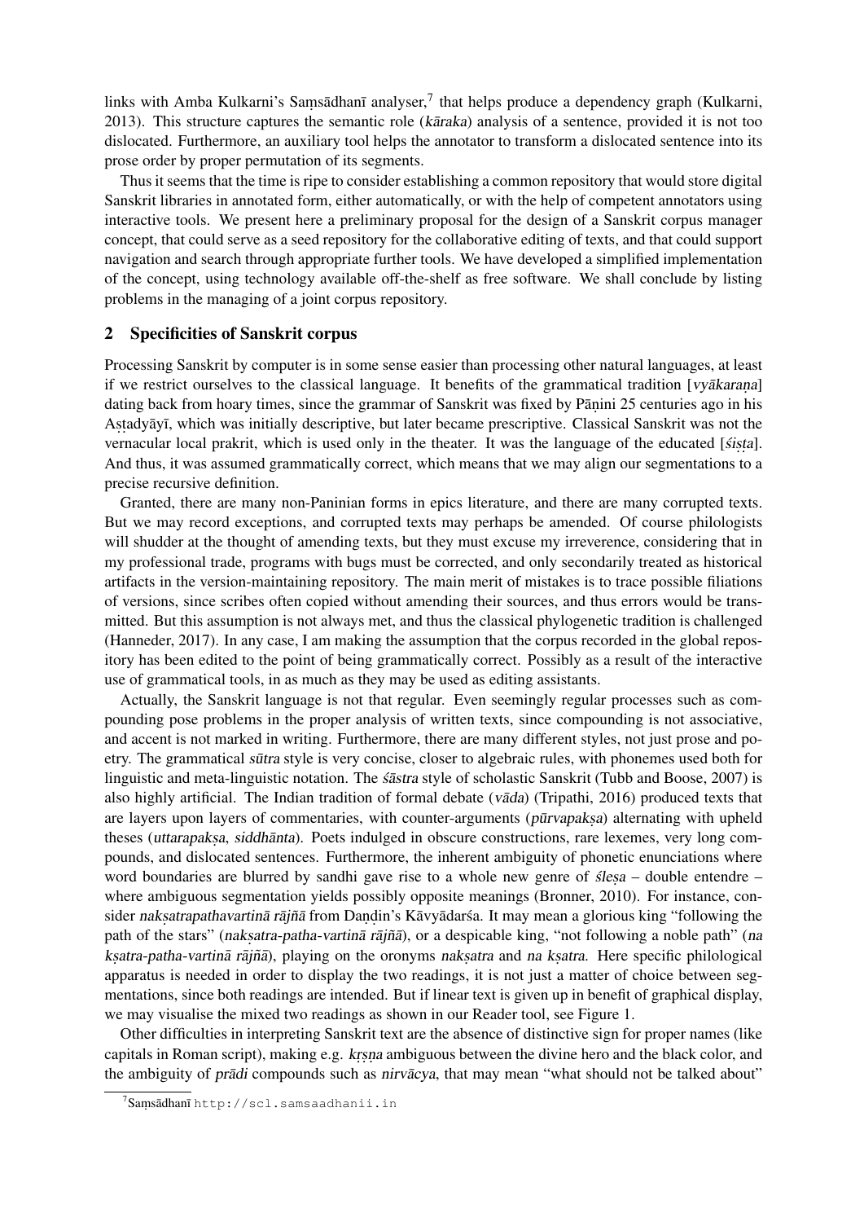links with Amba Kulkarni's Saṃsādhanī analyser,[7] that helps produce a dependency graph (Kulkarni, 2013). This structure captures the semantic role (*kāraka*) analysis of a sentence, provided it is not too dislocated. Furthermore, an auxiliary tool helps the annotator to transform a dislocated sentence into its prose order by proper permutation of its segments.

Thus it seems that the time is ripe to consider establishing a common repository that would store digital Sanskrit libraries in annotated form, either automatically, or with the help of competent annotators using interactive tools. We present here a preliminary proposal for the design of a Sanskrit corpus manager concept, that could serve as a seed repository for the collaborative editing of texts, and that could support navigation and search through appropriate further tools. We have developed a simplified implementation of the concept, using technology available off-the-shelf as free software. We shall conclude by listing problems in the managing of a joint corpus repository.

## 2 Specificities of Sanskrit corpus

Processing Sanskrit by computer is in some sense easier than processing other natural languages, at least if we restrict ourselves to the classical language. It benefits of the grammatical tradition [*vyākaraṇa*] dating back from hoary times, since the grammar of Sanskrit was fixed by Pāṇini 25 centuries ago in his Aṣṭadyāyī, which was initially descriptive, but later became prescriptive. Classical Sanskrit was not the vernacular local prakrit, which is used only in the theater. It was the language of the educated [*śiṣṭa*]. And thus, it was assumed grammatically correct, which means that we may align our segmentations to a precise recursive definition.

Granted, there are many non-Paninian forms in epics literature, and there are many corrupted texts. But we may record exceptions, and corrupted texts may perhaps be amended. Of course philologists will shudder at the thought of amending texts, but they must excuse my irreverence, considering that in my professional trade, programs with bugs must be corrected, and only secondarily treated as historical artifacts in the version-maintaining repository. The main merit of mistakes is to trace possible filiations of versions, since scribes often copied without amending their sources, and thus errors would be transmitted. But this assumption is not always met, and thus the classical phylogenetic tradition is challenged (Hanneder, 2017). In any case, I am making the assumption that the corpus recorded in the global repository has been edited to the point of being grammatically correct. Possibly as a result of the interactive use of grammatical tools, in as much as they may be used as editing assistants.

Actually, the Sanskrit language is not that regular. Even seemingly regular processes such as compounding pose problems in the proper analysis of written texts, since compounding is not associative, and accent is not marked in writing. Furthermore, there are many different styles, not just prose and poetry. The grammatical *sūtra* style is very concise, closer to algebraic rules, with phonemes used both for linguistic and meta-linguistic notation. The *śāstra* style of scholastic Sanskrit (Tubb and Boose, 2007) is also highly artificial. The Indian tradition of formal debate (*vāda*) (Tripathi, 2016) produced texts that are layers upon layers of commentaries, with counter-arguments (*pūrvapakṣa*) alternating with upheld theses (*uttarapakṣa*, *siddhānta*). Poets indulged in obscure constructions, rare lexemes, very long compounds, and dislocated sentences. Furthermore, the inherent ambiguity of phonetic enunciations where word boundaries are blurred by sandhi gave rise to a whole new genre of *śleṣa* – double entendre – where ambiguous segmentation yields possibly opposite meanings (Bronner, 2010). For instance, consider *nakṣatrapathavartinā rājñā* from Daṇḍin's Kāvyādarśa. It may mean a glorious king "following the path of the stars" (*nakṣatra-patha-vartinā rājñā*), or a despicable king, "not following a noble path" (*na kṣatra-patha-vartinā rājñā*), playing on the oronyms *nakṣatra* and *na kṣatra*. Here specific philological apparatus is needed in order to display the two readings, it is not just a matter of choice between segmentations, since both readings are intended. But if linear text is given up in benefit of graphical display, we may visualise the mixed two readings as shown in our Reader tool, see Figure 1.

Other difficulties in interpreting Sanskrit text are the absence of distinctive sign for proper names (like capitals in Roman script), making e.g. *kṛṣṇa* ambiguous between the divine hero and the black color, and the ambiguity of *prādi* compounds such as *nirvācya*, that may mean "what should not be talked about"

[7] Saṃsādhanī `http://scl.samsaadhanii.in`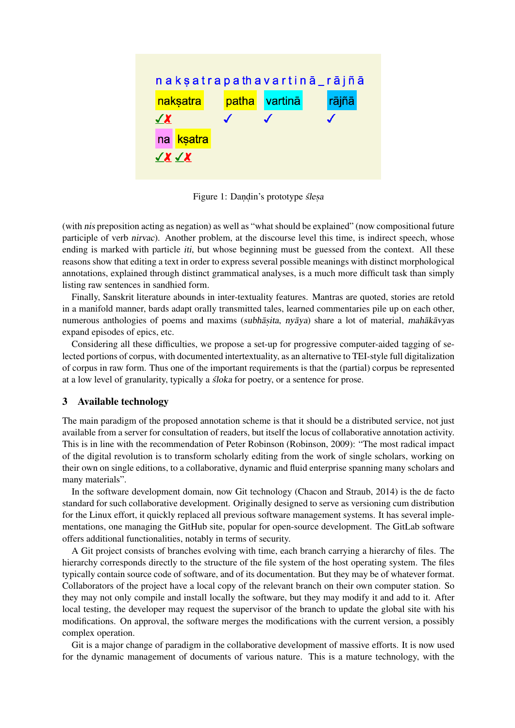n a k ṣ a t r a p a t h a v a r t i n ā _ r ā j ñ ā

nakṣatra patha vartinā rājñā

✓✗ ✓ ✓ ✓

na kṣatra

✓✗ ✓✗

Figure 1: Daṇḍin's prototype *śleṣa*

(with *nis* preposition acting as negation) as well as "what should be explained" (now compositional future participle of verb *nirvac*). Another problem, at the discourse level this time, is indirect speech, whose ending is marked with particle *iti*, but whose beginning must be guessed from the context. All these reasons show that editing a text in order to express several possible meanings with distinct morphological annotations, explained through distinct grammatical analyses, is a much more difficult task than simply listing raw sentences in sandhied form.

Finally, Sanskrit literature abounds in inter-textuality features. Mantras are quoted, stories are retold in a manifold manner, bards adapt orally transmitted tales, learned commentaries pile up on each other, numerous anthologies of poems and maxims (*subhāṣita*, *nyāya*) share a lot of material, *mahākāvya*s expand episodes of epics, etc.

Considering all these difficulties, we propose a set-up for progressive computer-aided tagging of selected portions of corpus, with documented intertextuality, as an alternative to TEI-style full digitalization of corpus in raw form. Thus one of the important requirements is that the (partial) corpus be represented at a low level of granularity, typically a *śloka* for poetry, or a sentence for prose.

## 3 Available technology

The main paradigm of the proposed annotation scheme is that it should be a distributed service, not just available from a server for consultation of readers, but itself the locus of collaborative annotation activity. This is in line with the recommendation of Peter Robinson (Robinson, 2009): "The most radical impact of the digital revolution is to transform scholarly editing from the work of single scholars, working on their own on single editions, to a collaborative, dynamic and fluid enterprise spanning many scholars and many materials".

In the software development domain, now Git technology (Chacon and Straub, 2014) is the de facto standard for such collaborative development. Originally designed to serve as versioning cum distribution for the Linux effort, it quickly replaced all previous software management systems. It has several implementations, one managing the GitHub site, popular for open-source development. The GitLab software offers additional functionalities, notably in terms of security.

A Git project consists of branches evolving with time, each branch carrying a hierarchy of files. The hierarchy corresponds directly to the structure of the file system of the host operating system. The files typically contain source code of software, and of its documentation. But they may be of whatever format. Collaborators of the project have a local copy of the relevant branch on their own computer station. So they may not only compile and install locally the software, but they may modify it and add to it. After local testing, the developer may request the supervisor of the branch to update the global site with his modifications. On approval, the software merges the modifications with the current version, a possibly complex operation.

Git is a major change of paradigm in the collaborative development of massive efforts. It is now used for the dynamic management of documents of various nature. This is a mature technology, with the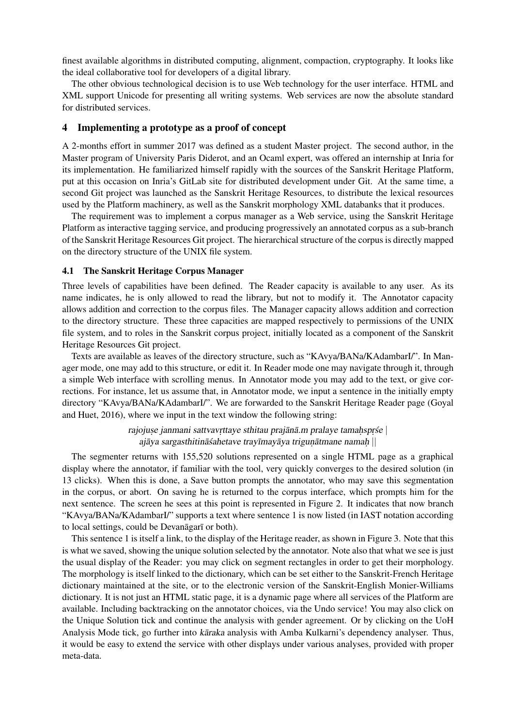finest available algorithms in distributed computing, alignment, compaction, cryptography. It looks like the ideal collaborative tool for developers of a digital library.

The other obvious technological decision is to use Web technology for the user interface. HTML and XML support Unicode for presenting all writing systems. Web services are now the absolute standard for distributed services.

## 4 Implementing a prototype as a proof of concept

A 2-months effort in summer 2017 was defined as a student Master project. The second author, in the Master program of University Paris Diderot, and an Ocaml expert, was offered an internship at Inria for its implementation. He familiarized himself rapidly with the sources of the Sanskrit Heritage Platform, put at this occasion on Inria's GitLab site for distributed development under Git. At the same time, a second Git project was launched as the Sanskrit Heritage Resources, to distribute the lexical resources used by the Platform machinery, as well as the Sanskrit morphology XML databanks that it produces.

The requirement was to implement a corpus manager as a Web service, using the Sanskrit Heritage Platform as interactive tagging service, and producing progressively an annotated corpus as a sub-branch of the Sanskrit Heritage Resources Git project. The hierarchical structure of the corpus is directly mapped on the directory structure of the UNIX file system.

### 4.1 The Sanskrit Heritage Corpus Manager

Three levels of capabilities have been defined. The Reader capacity is available to any user. As its name indicates, he is only allowed to read the library, but not to modify it. The Annotator capacity allows addition and correction to the corpus files. The Manager capacity allows addition and correction to the directory structure. These three capacities are mapped respectively to permissions of the UNIX file system, and to roles in the Sanskrit corpus project, initially located as a component of the Sanskrit Heritage Resources Git project.

Texts are available as leaves of the directory structure, such as "KAvya/BANa/KAdambarI/". In Manager mode, one may add to this structure, or edit it. In Reader mode one may navigate through it, through a simple Web interface with scrolling menus. In Annotator mode you may add to the text, or give corrections. For instance, let us assume that, in Annotator mode, we input a sentence in the initially empty directory "KAvya/BANa/KAdambarI/". We are forwarded to the Sanskrit Heritage Reader page (Goyal and Huet, 2016), where we input in the text window the following string:

*rajojuṣe janmani sattvavṛttaye sthitau prajānā.m pralaye tamaḥspṛśe* |
*ajāya sargasthitināśahetave trayīmayāya triguṇātmane namaḥ* ||

The segmenter returns with 155,520 solutions represented on a single HTML page as a graphical display where the annotator, if familiar with the tool, very quickly converges to the desired solution (in 13 clicks). When this is done, a Save button prompts the annotator, who may save this segmentation in the corpus, or abort. On saving he is returned to the corpus interface, which prompts him for the next sentence. The screen he sees at this point is represented in Figure 2. It indicates that now branch "KAvya/BANa/KAdambarI/" supports a text where sentence 1 is now listed (in IAST notation according to local settings, could be Devanāgarī or both).

This sentence 1 is itself a link, to the display of the Heritage reader, as shown in Figure 3. Note that this is what we saved, showing the unique solution selected by the annotator. Note also that what we see is just the usual display of the Reader: you may click on segment rectangles in order to get their morphology. The morphology is itself linked to the dictionary, which can be set either to the Sanskrit-French Heritage dictionary maintained at the site, or to the electronic version of the Sanskrit-English Monier-Williams dictionary. It is not just an HTML static page, it is a dynamic page where all services of the Platform are available. Including backtracking on the annotator choices, via the Undo service! You may also click on the Unique Solution tick and continue the analysis with gender agreement. Or by clicking on the UoH Analysis Mode tick, go further into *kāraka* analysis with Amba Kulkarni's dependency analyser. Thus, it would be easy to extend the service with other displays under various analyses, provided with proper meta-data.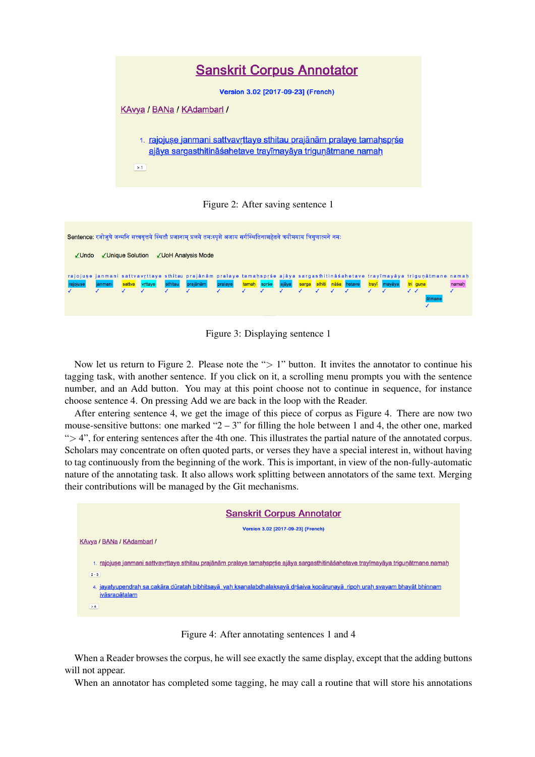**Sanskrit Corpus Annotator**

Version 3.02 [2017-09-23] (French)

KAvya / BANa / KAdambarI /

1. rajojuṣe janmani sattvavṛttaye sthitau prajānām pralaye tamaḥspṛśe ajāya sargasthitināśahetave trayīmayāya triguṇātmane namaḥ

> 1

Figure 2: After saving sentence 1

Sentence: रजोजुषे जन्मनि सत्त्ववृत्तये स्थितौ प्रजानाम् प्रलये तमःस्पृशे अजाय सर्गस्थितिनाशहेतवे त्रयीमयाय त्रिगुणात्मने नमः

✓Undo ✓Unique Solution ✓UoH Analysis Mode

rajojuṣe janmani sattvavṛttaye sthitau prajānām pralaye tamaḥspṛśe ajāya sargasthitināśahetave trayīmayāya triguṇātmane namaḥ

rajojuṣe janmani sattva vṛttaye sthitau prajānām pralaye tamaḥ spṛśe ajāya sarga sthiti nāśa hetave trayī mayāya tri guṇa namaḥ ātmane

Figure 3: Displaying sentence 1

Now let us return to Figure 2. Please note the "> 1" button. It invites the annotator to continue his tagging task, with another sentence. If you click on it, a scrolling menu prompts you with the sentence number, and an Add button. You may at this point choose not to continue in sequence, for instance choose sentence 4. On pressing Add we are back in the loop with the Reader.

After entering sentence 4, we get the image of this piece of corpus as Figure 4. There are now two mouse-sensitive buttons: one marked "2 – 3" for filling the hole between 1 and 4, the other one, marked "> 4", for entering sentences after the 4th one. This illustrates the partial nature of the annotated corpus. Scholars may concentrate on often quoted parts, or verses they have a special interest in, without having to tag continuously from the beginning of the work. This is important, in view of the non-fully-automatic nature of the annotating task. It also allows work splitting between annotators of the same text. Merging their contributions will be managed by the Git mechanisms.

**Sanskrit Corpus Annotator**

Version 3.02 [2017-09-23] (French)

KAvya / BANa / KAdambarI /

1. rajojuṣe janmani sattvavṛttaye sthitau prajānām pralaye tamaḥspṛśe ajāya sargasthitināśahetave trayīmayāya triguṇātmane namaḥ

2 - 3

4. jayatyupendraḥ sa cakāra dūrataḥ bibhitsayā yaḥ kṣaṇalabdhalakṣayā dṛśaiva kopāruṇayā ripoḥ uraḥ svayam bhayāt bhinnam ivāsrapāṭalam

> 4

Figure 4: After annotating sentences 1 and 4

When a Reader browses the corpus, he will see exactly the same display, except that the adding buttons will not appear.

When an annotator has completed some tagging, he may call a routine that will store his annotations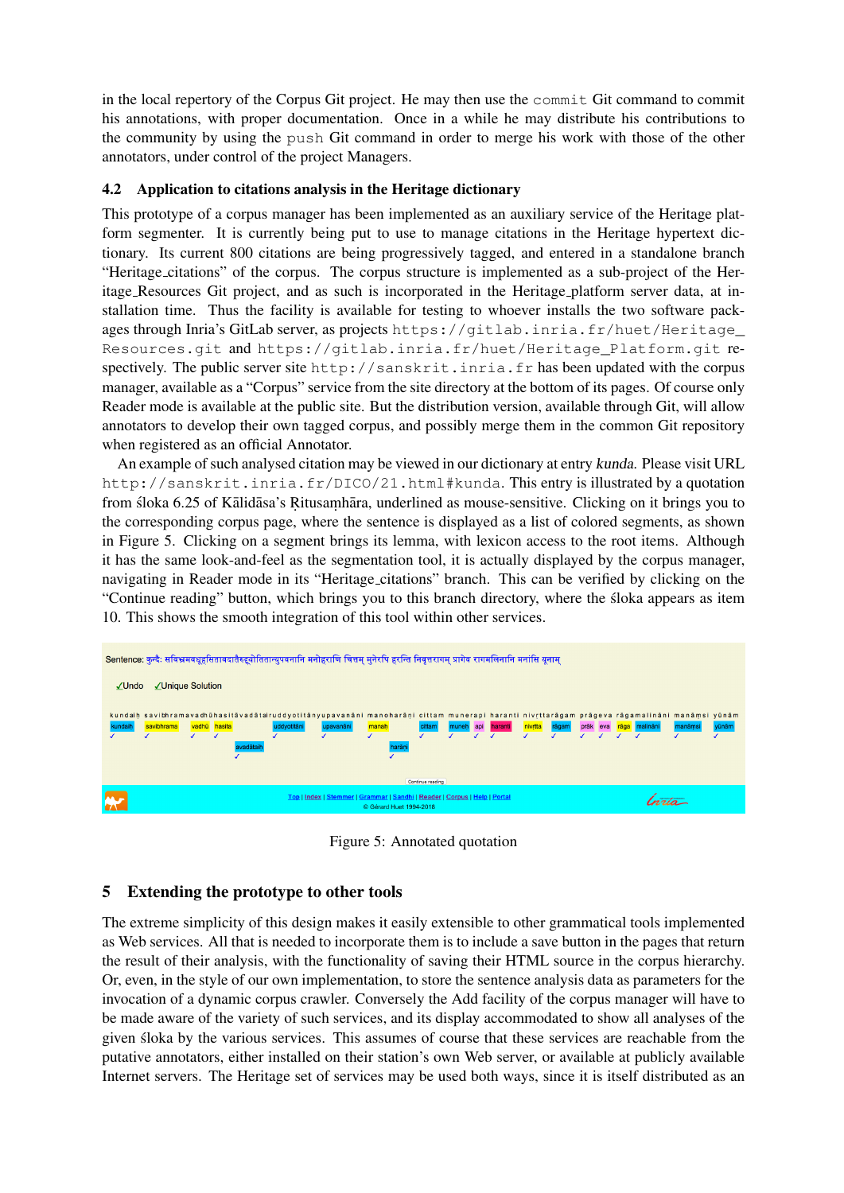in the local repertory of the Corpus Git project. He may then use the `commit` Git command to commit his annotations, with proper documentation. Once in a while he may distribute his contributions to the community by using the `push` Git command in order to merge his work with those of the other annotators, under control of the project Managers.

### 4.2 Application to citations analysis in the Heritage dictionary

This prototype of a corpus manager has been implemented as an auxiliary service of the Heritage platform segmenter. It is currently being put to use to manage citations in the Heritage hypertext dictionary. Its current 800 citations are being progressively tagged, and entered in a standalone branch “Heritage_citations” of the corpus. The corpus structure is implemented as a sub-project of the Heritage_Resources Git project, and as such is incorporated in the Heritage_platform server data, at installation time. Thus the facility is available for testing to whoever installs the two software packages through Inria’s GitLab server, as projects `https://gitlab.inria.fr/huet/Heritage_Resources.git` and `https://gitlab.inria.fr/huet/Heritage_Platform.git` respectively. The public server site `http://sanskrit.inria.fr` has been updated with the corpus manager, available as a “Corpus” service from the site directory at the bottom of its pages. Of course only Reader mode is available at the public site. But the distribution version, available through Git, will allow annotators to develop their own tagged corpus, and possibly merge them in the common Git repository when registered as an official Annotator.

An example of such analysed citation may be viewed in our dictionary at entry *kunda*. Please visit URL `http://sanskrit.inria.fr/DICO/21.html#kunda`. This entry is illustrated by a quotation from śloka 6.25 of Kālidāsa’s Ṛitusaṃhāra, underlined as mouse-sensitive. Clicking on it brings you to the corresponding corpus page, where the sentence is displayed as a list of colored segments, as shown in Figure 5. Clicking on a segment brings its lemma, with lexicon access to the root items. Although it has the same look-and-feel as the segmentation tool, it is actually displayed by the corpus manager, navigating in Reader mode in its “Heritage_citations” branch. This can be verified by clicking on the “Continue reading” button, which brings you to this branch directory, where the śloka appears as item 10. This shows the smooth integration of this tool within other services.

Figure 5: Annotated quotation

## 5 Extending the prototype to other tools

The extreme simplicity of this design makes it easily extensible to other grammatical tools implemented as Web services. All that is needed to incorporate them is to include a save button in the pages that return the result of their analysis, with the functionality of saving their HTML source in the corpus hierarchy. Or, even, in the style of our own implementation, to store the sentence analysis data as parameters for the invocation of a dynamic corpus crawler. Conversely the Add facility of the corpus manager will have to be made aware of the variety of such services, and its display accommodated to show all analyses of the given śloka by the various services. This assumes of course that these services are reachable from the putative annotators, either installed on their station’s own Web server, or available at publicly available Internet servers. The Heritage set of services may be used both ways, since it is itself distributed as an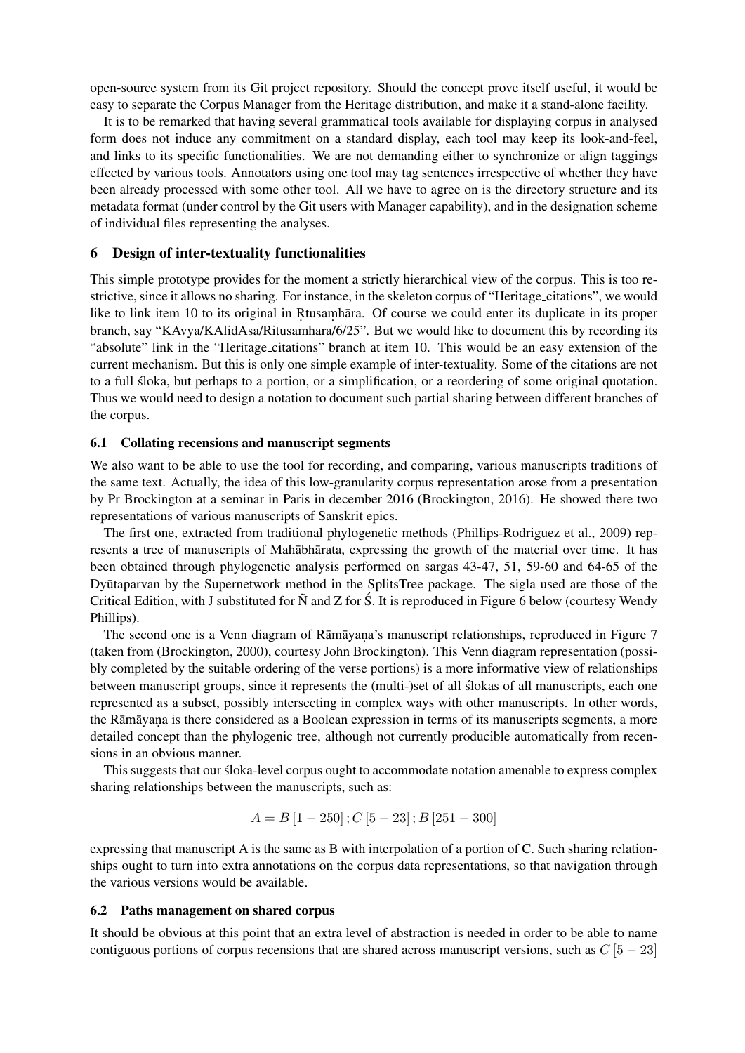open-source system from its Git project repository. Should the concept prove itself useful, it would be easy to separate the Corpus Manager from the Heritage distribution, and make it a stand-alone facility.

It is to be remarked that having several grammatical tools available for displaying corpus in analysed form does not induce any commitment on a standard display, each tool may keep its look-and-feel, and links to its specific functionalities. We are not demanding either to synchronize or align taggings effected by various tools. Annotators using one tool may tag sentences irrespective of whether they have been already processed with some other tool. All we have to agree on is the directory structure and its metadata format (under control by the Git users with Manager capability), and in the designation scheme of individual files representing the analyses.

## 6 Design of inter-textuality functionalities

This simple prototype provides for the moment a strictly hierarchical view of the corpus. This is too restrictive, since it allows no sharing. For instance, in the skeleton corpus of "Heritage_citations", we would like to link item 10 to its original in Ṛtusaṃhāra. Of course we could enter its duplicate in its proper branch, say "KAvya/KAlidAsa/Ritusamhara/6/25". But we would like to document this by recording its "absolute" link in the "Heritage_citations" branch at item 10. This would be an easy extension of the current mechanism. But this is only one simple example of inter-textuality. Some of the citations are not to a full śloka, but perhaps to a portion, or a simplification, or a reordering of some original quotation. Thus we would need to design a notation to document such partial sharing between different branches of the corpus.

### 6.1 Collating recensions and manuscript segments

We also want to be able to use the tool for recording, and comparing, various manuscripts traditions of the same text. Actually, the idea of this low-granularity corpus representation arose from a presentation by Pr Brockington at a seminar in Paris in december 2016 (Brockington, 2016). He showed there two representations of various manuscripts of Sanskrit epics.

The first one, extracted from traditional phylogenetic methods (Phillips-Rodriguez et al., 2009) represents a tree of manuscripts of Mahābhārata, expressing the growth of the material over time. It has been obtained through phylogenetic analysis performed on sargas 43-47, 51, 59-60 and 64-65 of the Dyūtaparvan by the Supernetwork method in the SplitsTree package. The sigla used are those of the Critical Edition, with J substituted for Ñ and Z for Ś. It is reproduced in Figure 6 below (courtesy Wendy Phillips).

The second one is a Venn diagram of Rāmāyaṇa's manuscript relationships, reproduced in Figure 7 (taken from (Brockington, 2000), courtesy John Brockington). This Venn diagram representation (possibly completed by the suitable ordering of the verse portions) is a more informative view of relationships between manuscript groups, since it represents the (multi-)set of all ślokas of all manuscripts, each one represented as a subset, possibly intersecting in complex ways with other manuscripts. In other words, the Rāmāyaṇa is there considered as a Boolean expression in terms of its manuscripts segments, a more detailed concept than the phylogenic tree, although not currently producible automatically from recensions in an obvious manner.

This suggests that our śloka-level corpus ought to accommodate notation amenable to express complex sharing relationships between the manuscripts, such as:

$$A = B\,[1 - 250]\,; C\,[5 - 23]\,; B\,[251 - 300]$$

expressing that manuscript A is the same as B with interpolation of a portion of C. Such sharing relationships ought to turn into extra annotations on the corpus data representations, so that navigation through the various versions would be available.

### 6.2 Paths management on shared corpus

It should be obvious at this point that an extra level of abstraction is needed in order to be able to name contiguous portions of corpus recensions that are shared across manuscript versions, such as $C\,[5 - 23]$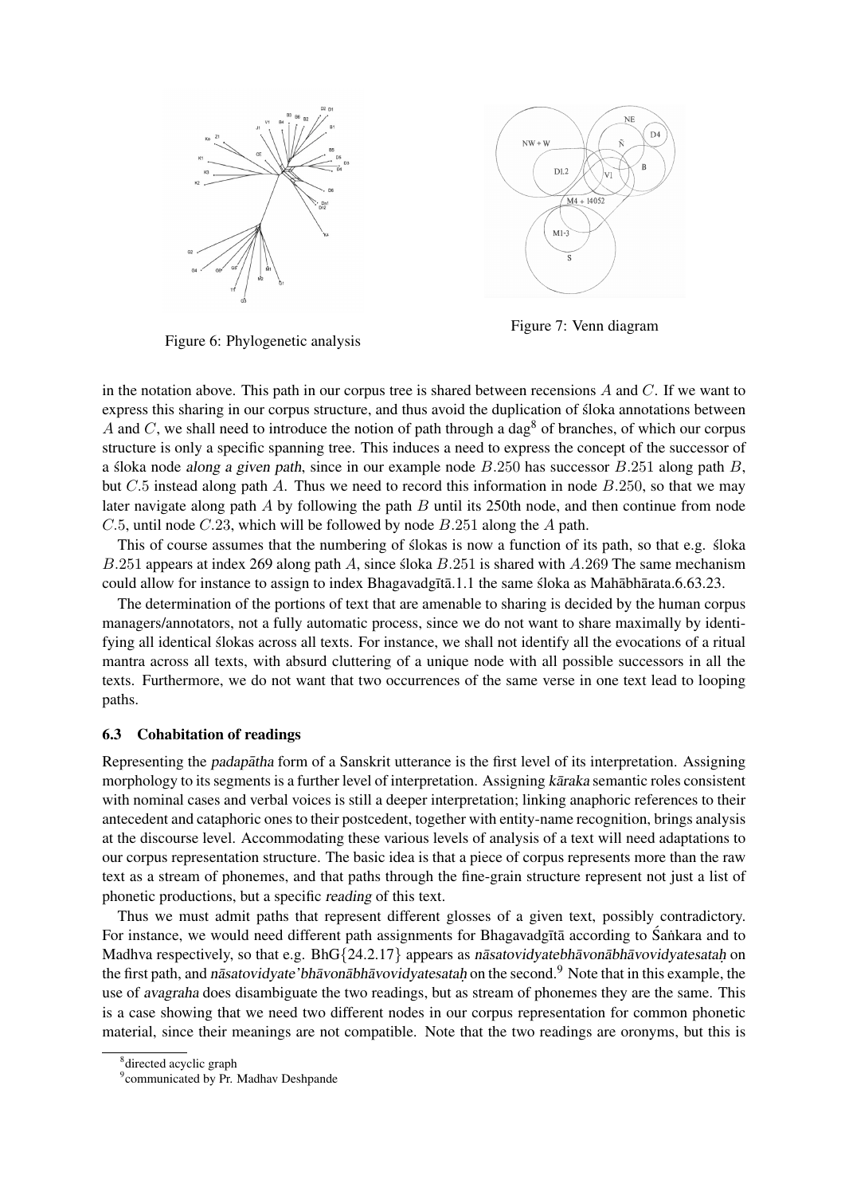Figure 6: Phylogenetic analysis

Figure 7: Venn diagram

in the notation above. This path in our corpus tree is shared between recensions $A$ and $C$. If we want to express this sharing in our corpus structure, and thus avoid the duplication of śloka annotations between $A$ and $C$, we shall need to introduce the notion of path through a dag[8] of branches, of which our corpus structure is only a specific spanning tree. This induces a need to express the concept of the successor of a śloka node *along a given path*, since in our example node $B.250$ has successor $B.251$ along path $B$, but $C.5$ instead along path $A$. Thus we need to record this information in node $B.250$, so that we may later navigate along path $A$ by following the path $B$ until its 250th node, and then continue from node $C.5$, until node $C.23$, which will be followed by node $B.251$ along the $A$ path.

This of course assumes that the numbering of ślokas is now a function of its path, so that e.g. śloka $B.251$ appears at index 269 along path $A$, since śloka $B.251$ is shared with $A.269$ The same mechanism could allow for instance to assign to index Bhagavadgītā.1.1 the same śloka as Mahābhārata.6.63.23.

The determination of the portions of text that are amenable to sharing is decided by the human corpus managers/annotators, not a fully automatic process, since we do not want to share maximally by identifying all identical ślokas across all texts. For instance, we shall not identify all the evocations of a ritual mantra across all texts, with absurd cluttering of a unique node with all possible successors in all the texts. Furthermore, we do not want that two occurrences of the same verse in one text lead to looping paths.

### 6.3 Cohabitation of readings

Representing the *padapātha* form of a Sanskrit utterance is the first level of its interpretation. Assigning morphology to its segments is a further level of interpretation. Assigning *kāraka* semantic roles consistent with nominal cases and verbal voices is still a deeper interpretation; linking anaphoric references to their antecedent and cataphoric ones to their postcedent, together with entity-name recognition, brings analysis at the discourse level. Accommodating these various levels of analysis of a text will need adaptations to our corpus representation structure. The basic idea is that a piece of corpus represents more than the raw text as a stream of phonemes, and that paths through the fine-grain structure represent not just a list of phonetic productions, but a specific *reading* of this text.

Thus we must admit paths that represent different glosses of a given text, possibly contradictory. For instance, we would need different path assignments for Bhagavadgītā according to Śaṅkara and to Madhva respectively, so that e.g. BhG{24.2.17} appears as *nāsatovidyatebhāvonābhāvovidyatesataḥ* on the first path, and *nāsatovidyate'bhāvonābhāvovidyatesataḥ* on the second.[9] Note that in this example, the use of *avagraha* does disambiguate the two readings, but as stream of phonemes they are the same. This is a case showing that we need two different nodes in our corpus representation for common phonetic material, since their meanings are not compatible. Note that the two readings are oronyms, but this is

[8] directed acyclic graph

[9] communicated by Pr. Madhav Deshpande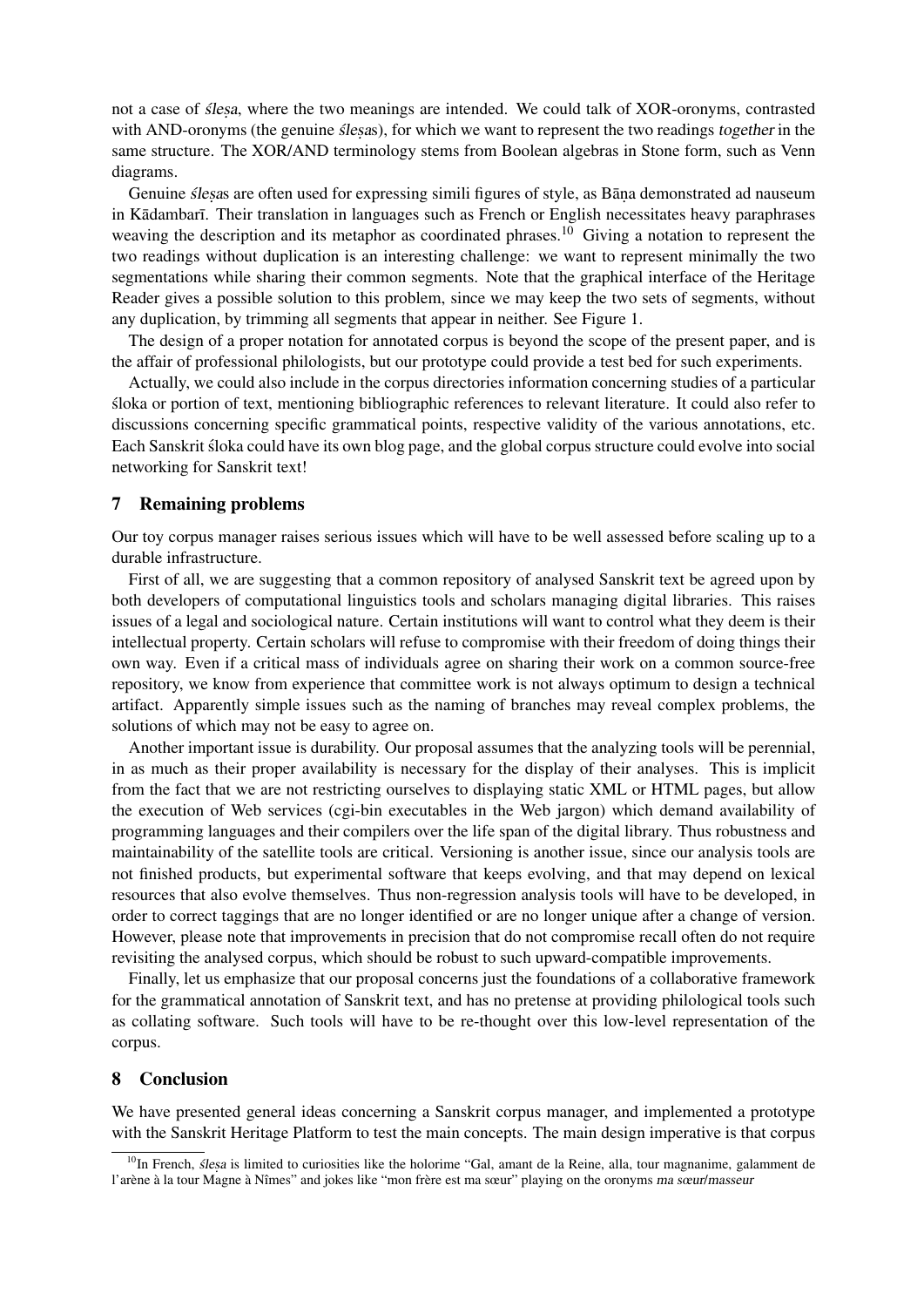not a case of *śleṣa*, where the two meanings are intended. We could talk of XOR-oronyms, contrasted with AND-oronyms (the genuine *śleṣa*s), for which we want to represent the two readings *together* in the same structure. The XOR/AND terminology stems from Boolean algebras in Stone form, such as Venn diagrams.

Genuine *śleṣa*s are often used for expressing simili figures of style, as Bāṇa demonstrated ad nauseum in Kādambarī. Their translation in languages such as French or English necessitates heavy paraphrases weaving the description and its metaphor as coordinated phrases.[10] Giving a notation to represent the two readings without duplication is an interesting challenge: we want to represent minimally the two segmentations while sharing their common segments. Note that the graphical interface of the Heritage Reader gives a possible solution to this problem, since we may keep the two sets of segments, without any duplication, by trimming all segments that appear in neither. See Figure 1.

The design of a proper notation for annotated corpus is beyond the scope of the present paper, and is the affair of professional philologists, but our prototype could provide a test bed for such experiments.

Actually, we could also include in the corpus directories information concerning studies of a particular śloka or portion of text, mentioning bibliographic references to relevant literature. It could also refer to discussions concerning specific grammatical points, respective validity of the various annotations, etc. Each Sanskrit śloka could have its own blog page, and the global corpus structure could evolve into social networking for Sanskrit text!

## 7 Remaining problems

Our toy corpus manager raises serious issues which will have to be well assessed before scaling up to a durable infrastructure.

First of all, we are suggesting that a common repository of analysed Sanskrit text be agreed upon by both developers of computational linguistics tools and scholars managing digital libraries. This raises issues of a legal and sociological nature. Certain institutions will want to control what they deem is their intellectual property. Certain scholars will refuse to compromise with their freedom of doing things their own way. Even if a critical mass of individuals agree on sharing their work on a common source-free repository, we know from experience that committee work is not always optimum to design a technical artifact. Apparently simple issues such as the naming of branches may reveal complex problems, the solutions of which may not be easy to agree on.

Another important issue is durability. Our proposal assumes that the analyzing tools will be perennial, in as much as their proper availability is necessary for the display of their analyses. This is implicit from the fact that we are not restricting ourselves to displaying static XML or HTML pages, but allow the execution of Web services (cgi-bin executables in the Web jargon) which demand availability of programming languages and their compilers over the life span of the digital library. Thus robustness and maintainability of the satellite tools are critical. Versioning is another issue, since our analysis tools are not finished products, but experimental software that keeps evolving, and that may depend on lexical resources that also evolve themselves. Thus non-regression analysis tools will have to be developed, in order to correct taggings that are no longer identified or are no longer unique after a change of version. However, please note that improvements in precision that do not compromise recall often do not require revisiting the analysed corpus, which should be robust to such upward-compatible improvements.

Finally, let us emphasize that our proposal concerns just the foundations of a collaborative framework for the grammatical annotation of Sanskrit text, and has no pretense at providing philological tools such as collating software. Such tools will have to be re-thought over this low-level representation of the corpus.

## 8 Conclusion

We have presented general ideas concerning a Sanskrit corpus manager, and implemented a prototype with the Sanskrit Heritage Platform to test the main concepts. The main design imperative is that corpus

---

[10] In French, *śleṣa* is limited to curiosities like the holorime "Gal, amant de la Reine, alla, tour magnanime, galamment de l'arène à la tour Magne à Nîmes" and jokes like "mon frère est ma sœur" playing on the oronyms *ma sœur/masseur*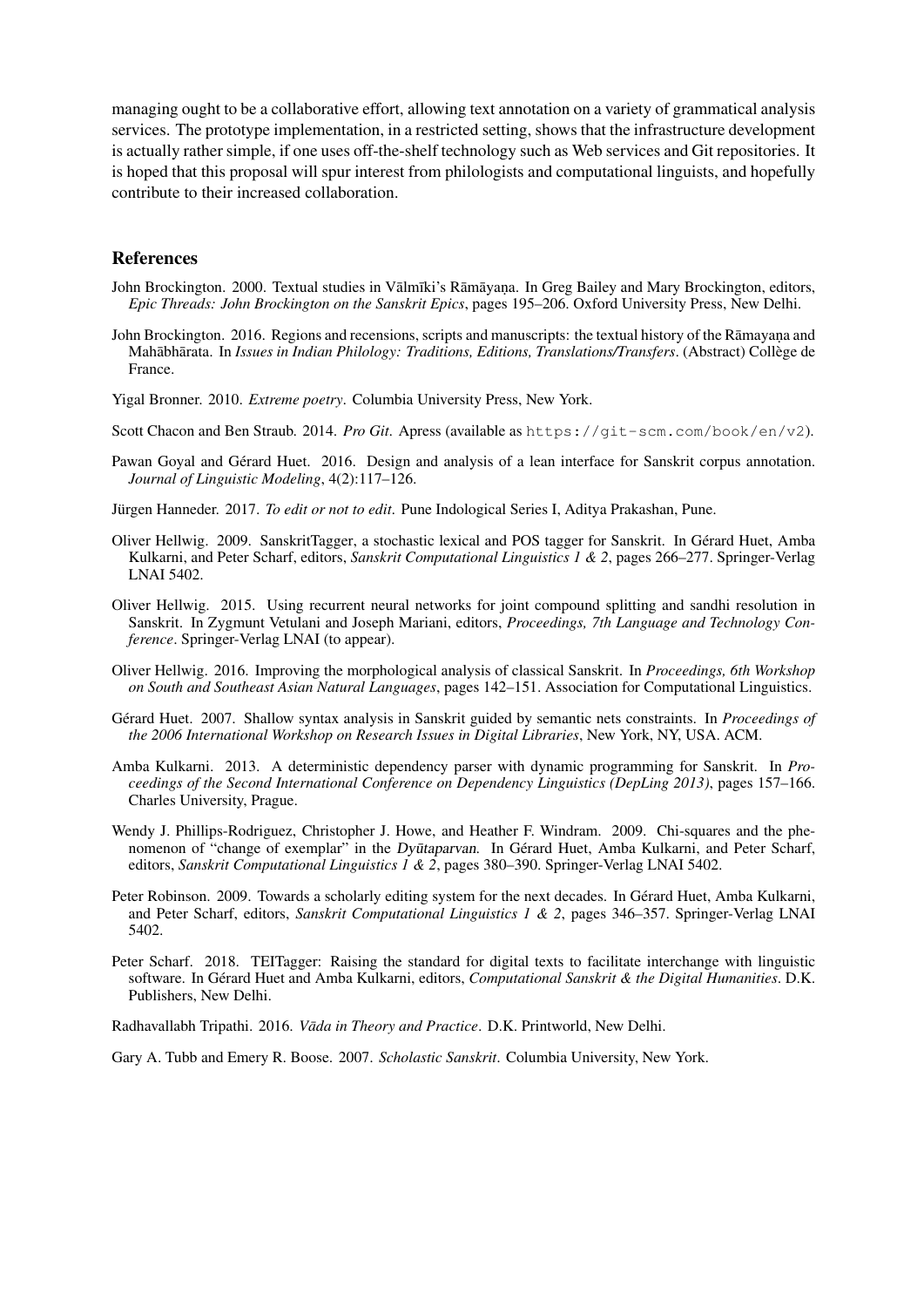managing ought to be a collaborative effort, allowing text annotation on a variety of grammatical analysis services. The prototype implementation, in a restricted setting, shows that the infrastructure development is actually rather simple, if one uses off-the-shelf technology such as Web services and Git repositories. It is hoped that this proposal will spur interest from philologists and computational linguists, and hopefully contribute to their increased collaboration.

## References

John Brockington. 2000. Textual studies in Vālmīki's Rāmāyaṇa. In Greg Bailey and Mary Brockington, editors, *Epic Threads: John Brockington on the Sanskrit Epics*, pages 195–206. Oxford University Press, New Delhi.

John Brockington. 2016. Regions and recensions, scripts and manuscripts: the textual history of the Rāmayaṇa and Mahābhārata. In *Issues in Indian Philology: Traditions, Editions, Translations/Transfers*. (Abstract) Collège de France.

Yigal Bronner. 2010. *Extreme poetry*. Columbia University Press, New York.

Scott Chacon and Ben Straub. 2014. *Pro Git*. Apress (available as https://git-scm.com/book/en/v2).

Pawan Goyal and Gérard Huet. 2016. Design and analysis of a lean interface for Sanskrit corpus annotation. *Journal of Linguistic Modeling*, 4(2):117–126.

Jürgen Hanneder. 2017. *To edit or not to edit*. Pune Indological Series I, Aditya Prakashan, Pune.

Oliver Hellwig. 2009. SanskritTagger, a stochastic lexical and POS tagger for Sanskrit. In Gérard Huet, Amba Kulkarni, and Peter Scharf, editors, *Sanskrit Computational Linguistics 1 & 2*, pages 266–277. Springer-Verlag LNAI 5402.

Oliver Hellwig. 2015. Using recurrent neural networks for joint compound splitting and sandhi resolution in Sanskrit. In Zygmunt Vetulani and Joseph Mariani, editors, *Proceedings, 7th Language and Technology Conference*. Springer-Verlag LNAI (to appear).

Oliver Hellwig. 2016. Improving the morphological analysis of classical Sanskrit. In *Proceedings, 6th Workshop on South and Southeast Asian Natural Languages*, pages 142–151. Association for Computational Linguistics.

Gérard Huet. 2007. Shallow syntax analysis in Sanskrit guided by semantic nets constraints. In *Proceedings of the 2006 International Workshop on Research Issues in Digital Libraries*, New York, NY, USA. ACM.

Amba Kulkarni. 2013. A deterministic dependency parser with dynamic programming for Sanskrit. In *Proceedings of the Second International Conference on Dependency Linguistics (DepLing 2013)*, pages 157–166. Charles University, Prague.

Wendy J. Phillips-Rodriguez, Christopher J. Howe, and Heather F. Windram. 2009. Chi-squares and the phenomenon of "change of exemplar" in the *Dyūtaparvan*. In Gérard Huet, Amba Kulkarni, and Peter Scharf, editors, *Sanskrit Computational Linguistics 1 & 2*, pages 380–390. Springer-Verlag LNAI 5402.

Peter Robinson. 2009. Towards a scholarly editing system for the next decades. In Gérard Huet, Amba Kulkarni, and Peter Scharf, editors, *Sanskrit Computational Linguistics 1 & 2*, pages 346–357. Springer-Verlag LNAI 5402.

Peter Scharf. 2018. TEITagger: Raising the standard for digital texts to facilitate interchange with linguistic software. In Gérard Huet and Amba Kulkarni, editors, *Computational Sanskrit & the Digital Humanities*. D.K. Publishers, New Delhi.

Radhavallabh Tripathi. 2016. *Vāda in Theory and Practice*. D.K. Printworld, New Delhi.

Gary A. Tubb and Emery R. Boose. 2007. *Scholastic Sanskrit*. Columbia University, New York.